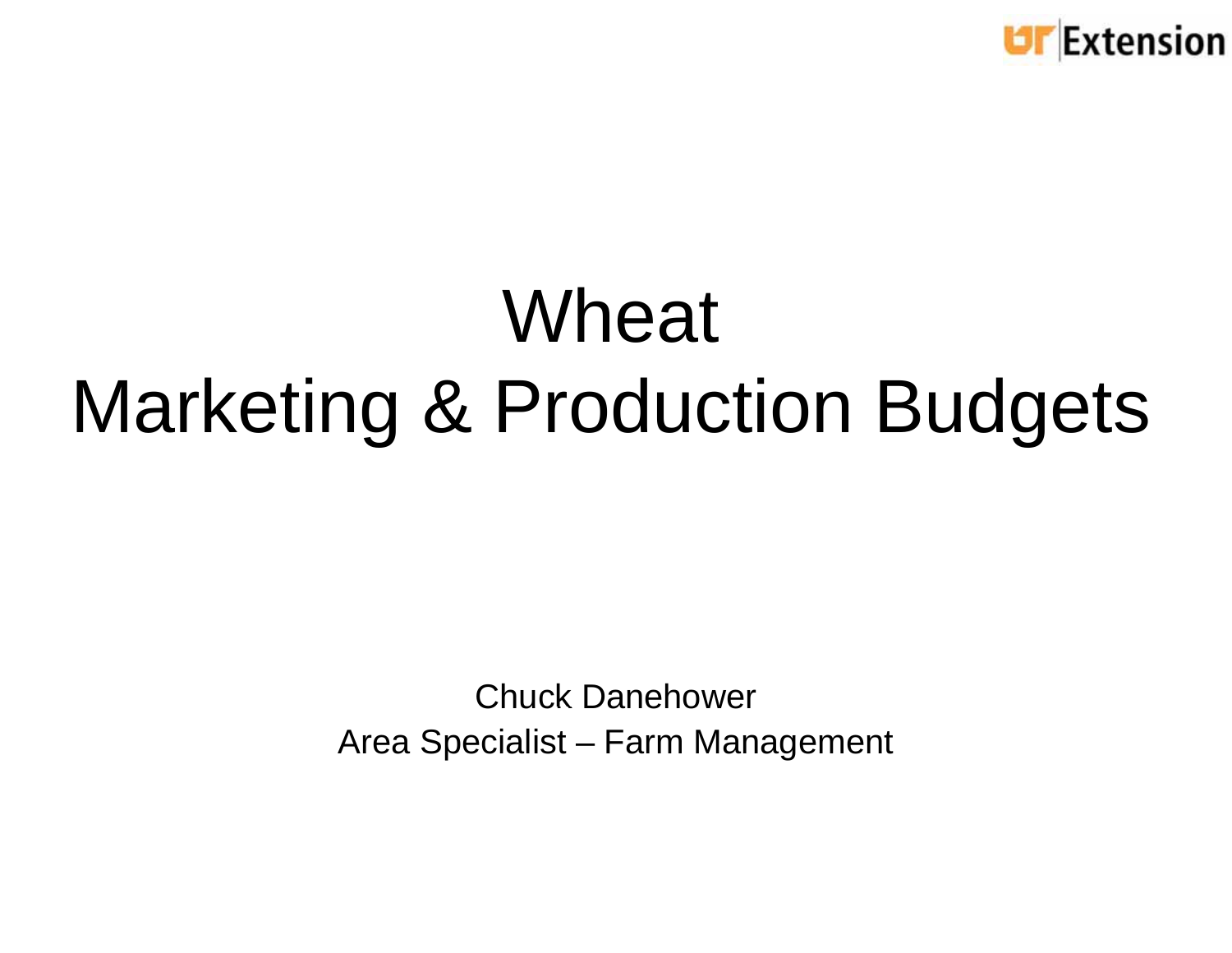# Wheat
# Marketing & Production Budgets

Chuck Danehower

Area Specialist – Farm Management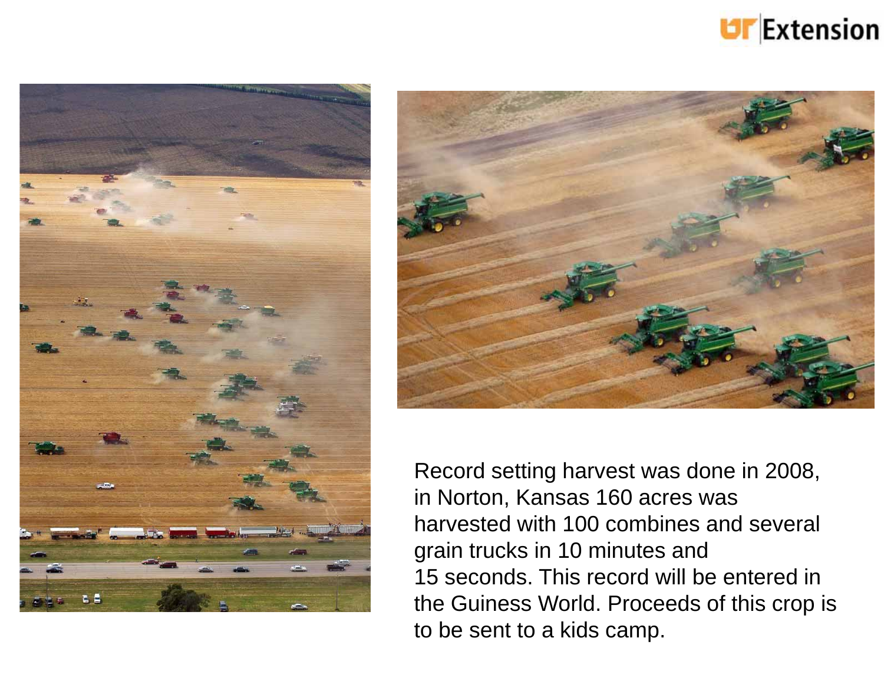Record setting harvest was done in 2008, in Norton, Kansas 160 acres was harvested with 100 combines and several grain trucks in 10 minutes and 15 seconds. This record will be entered in the Guiness World. Proceeds of this crop is to be sent to a kids camp.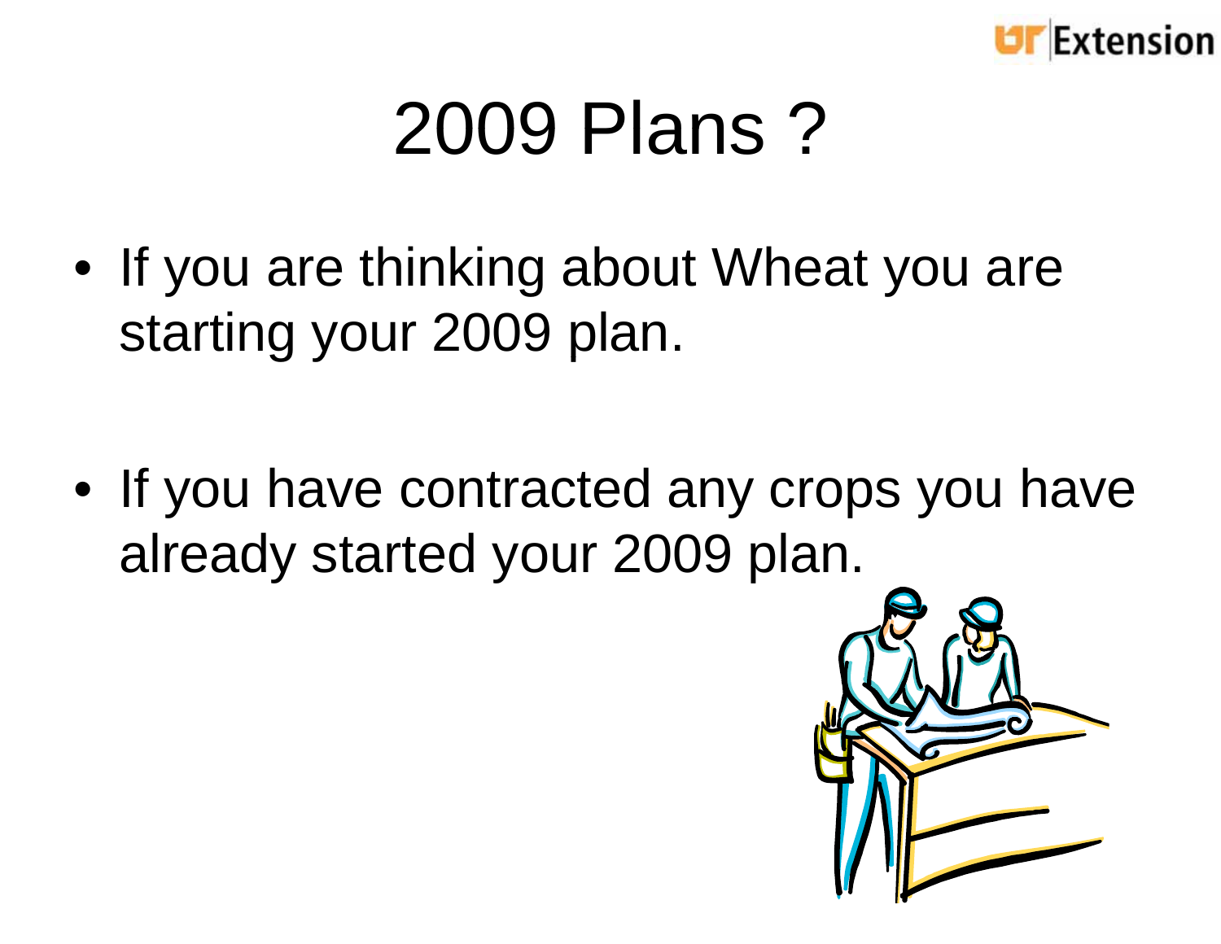# 2009 Plans ?

- If you are thinking about Wheat you are starting your 2009 plan.

- If you have contracted any crops you have already started your 2009 plan.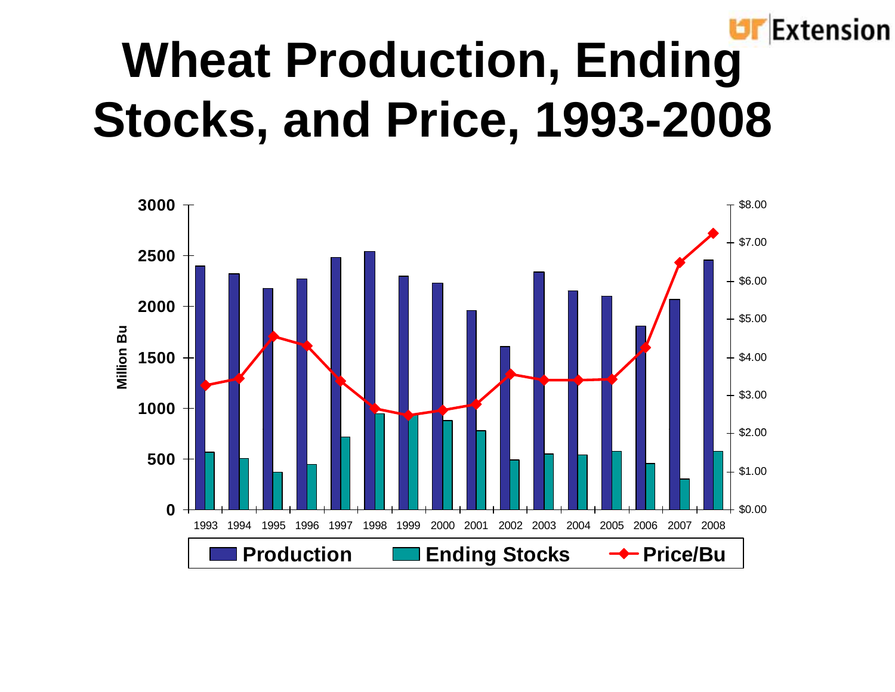# Wheat Production, Ending Stocks, and Price, 1993-2008

UT Extension

Million Bu

3000
2500
2000
1500
1000
500
0

$8.00
$7.00
$6.00
$5.00
$4.00
$3.00
$2.00
$1.00
$0.00

1993 1994 1995 1996 1997 1998 1999 2000 2001 2002 2003 2004 2005 2006 2007 2008

Production | Ending Stocks | Price/Bu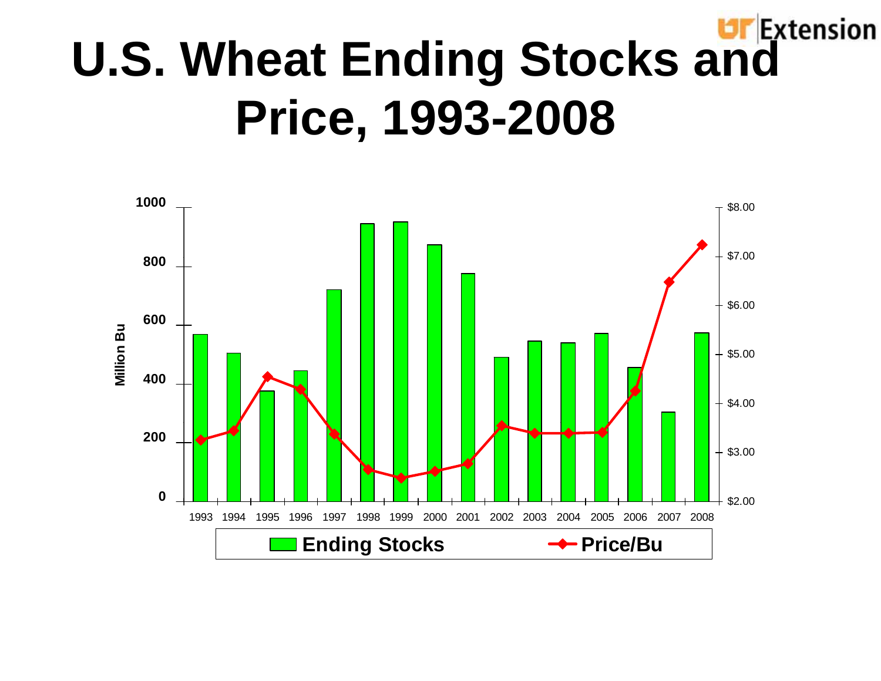# U.S. Wheat Ending Stocks and Price, 1993-2008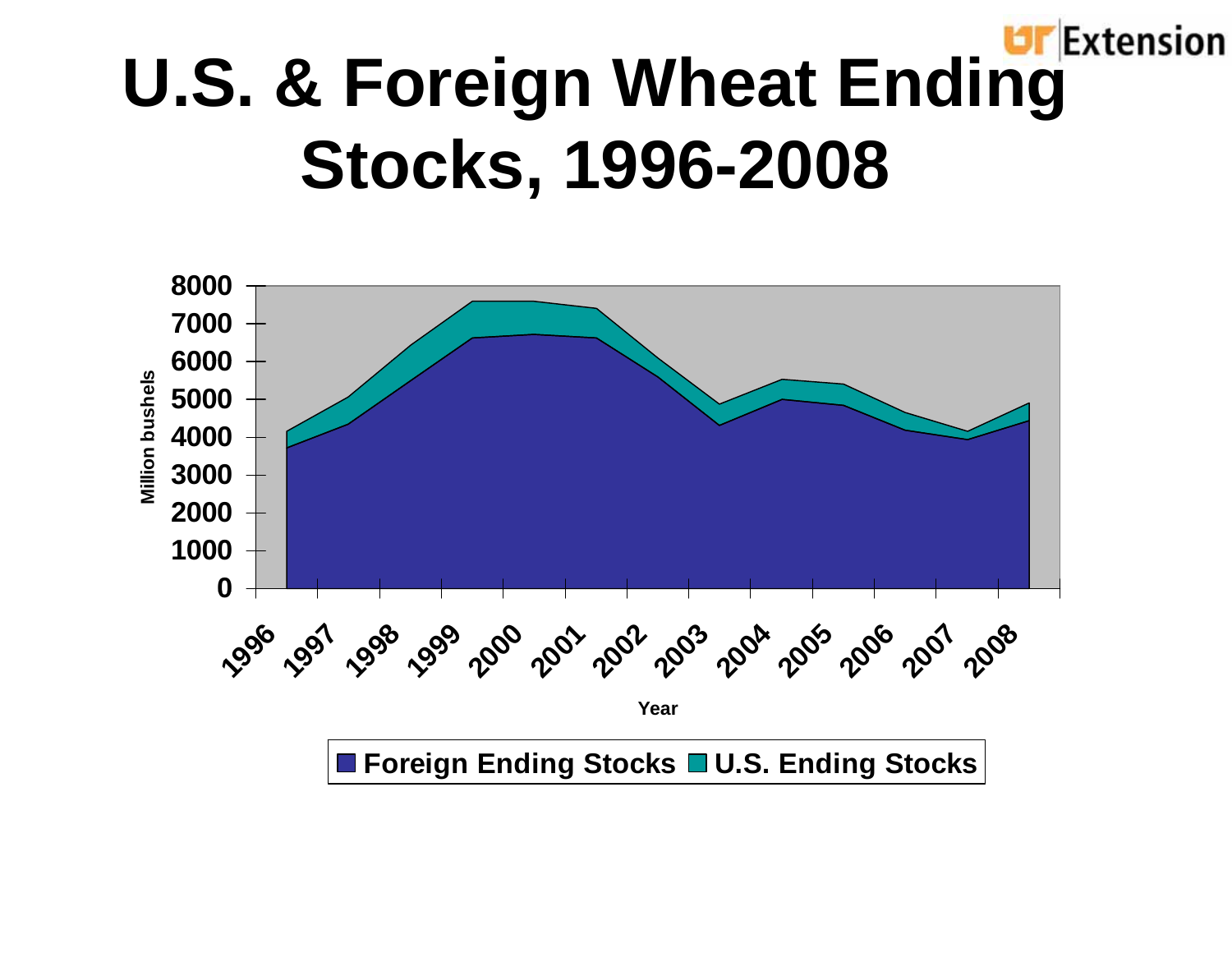# U.S. & Foreign Wheat Ending Stocks, 1996-2008

Million bushels

8000
7000
6000
5000
4000
3000
2000
1000
0

1996 1997 1998 1999 2000 2001 2002 2003 2004 2005 2006 2007 2008

Year

Foreign Ending Stocks | U.S. Ending Stocks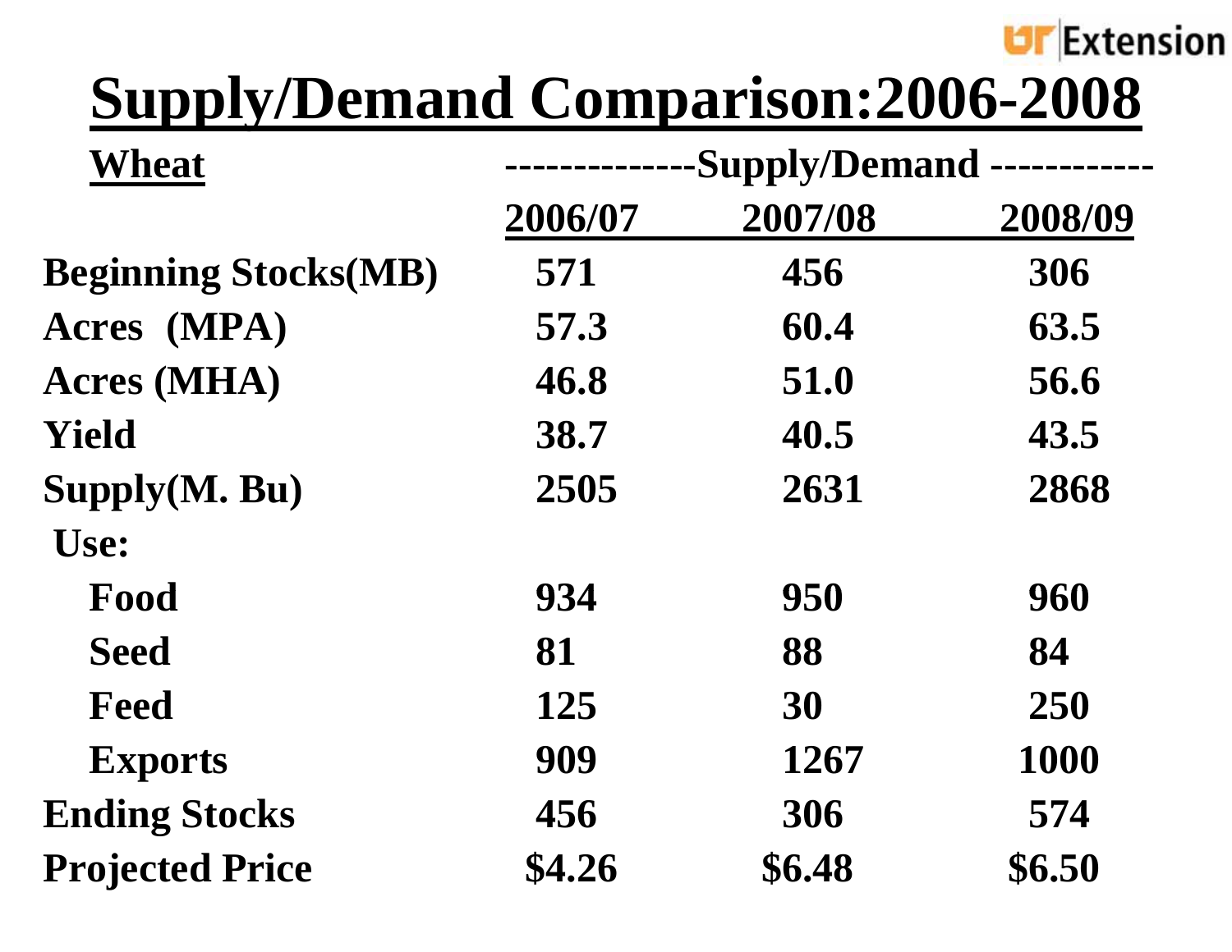# Supply/Demand Comparison:2006-2008

| Wheat | Supply/Demand | | |
|---|---|---|---|
| | 2006/07 | 2007/08 | 2008/09 |
| Beginning Stocks(MB) | 571 | 456 | 306 |
| Acres (MPA) | 57.3 | 60.4 | 63.5 |
| Acres (MHA) | 46.8 | 51.0 | 56.6 |
| Yield | 38.7 | 40.5 | 43.5 |
| Supply(M. Bu) | 2505 | 2631 | 2868 |
| Use: | | | |
| Food | 934 | 950 | 960 |
| Seed | 81 | 88 | 84 |
| Feed | 125 | 30 | 250 |
| Exports | 909 | 1267 | 1000 |
| Ending Stocks | 456 | 306 | 574 |
| Projected Price | $4.26 | $6.48 | $6.50 |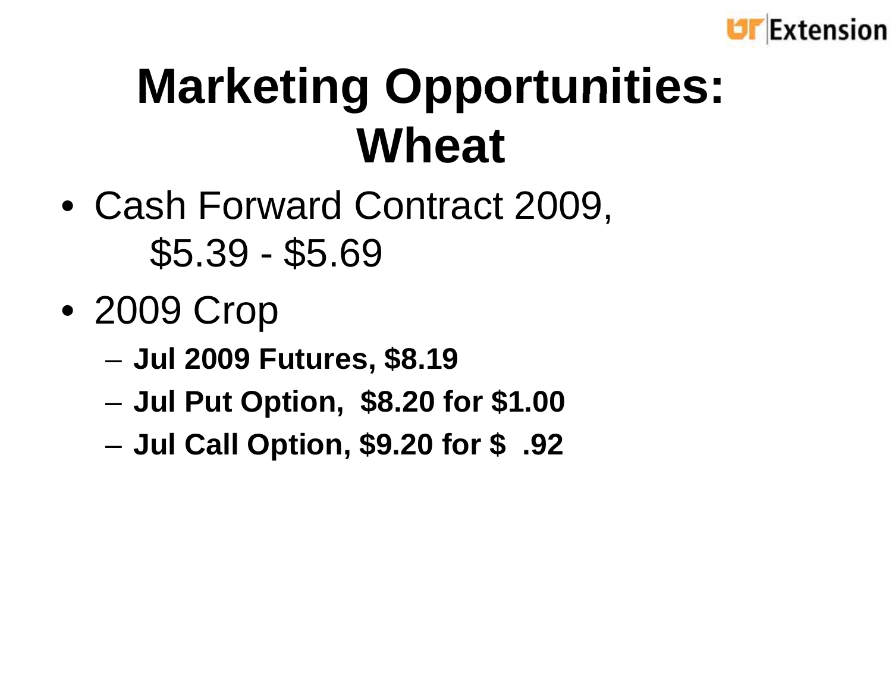# Marketing Opportunities: Wheat

- Cash Forward Contract 2009, $5.39 - $5.69
- 2009 Crop
  - **Jul 2009 Futures, $8.19**
  - **Jul Put Option, $8.20 for $1.00**
  - **Jul Call Option, $9.20 for $ .92**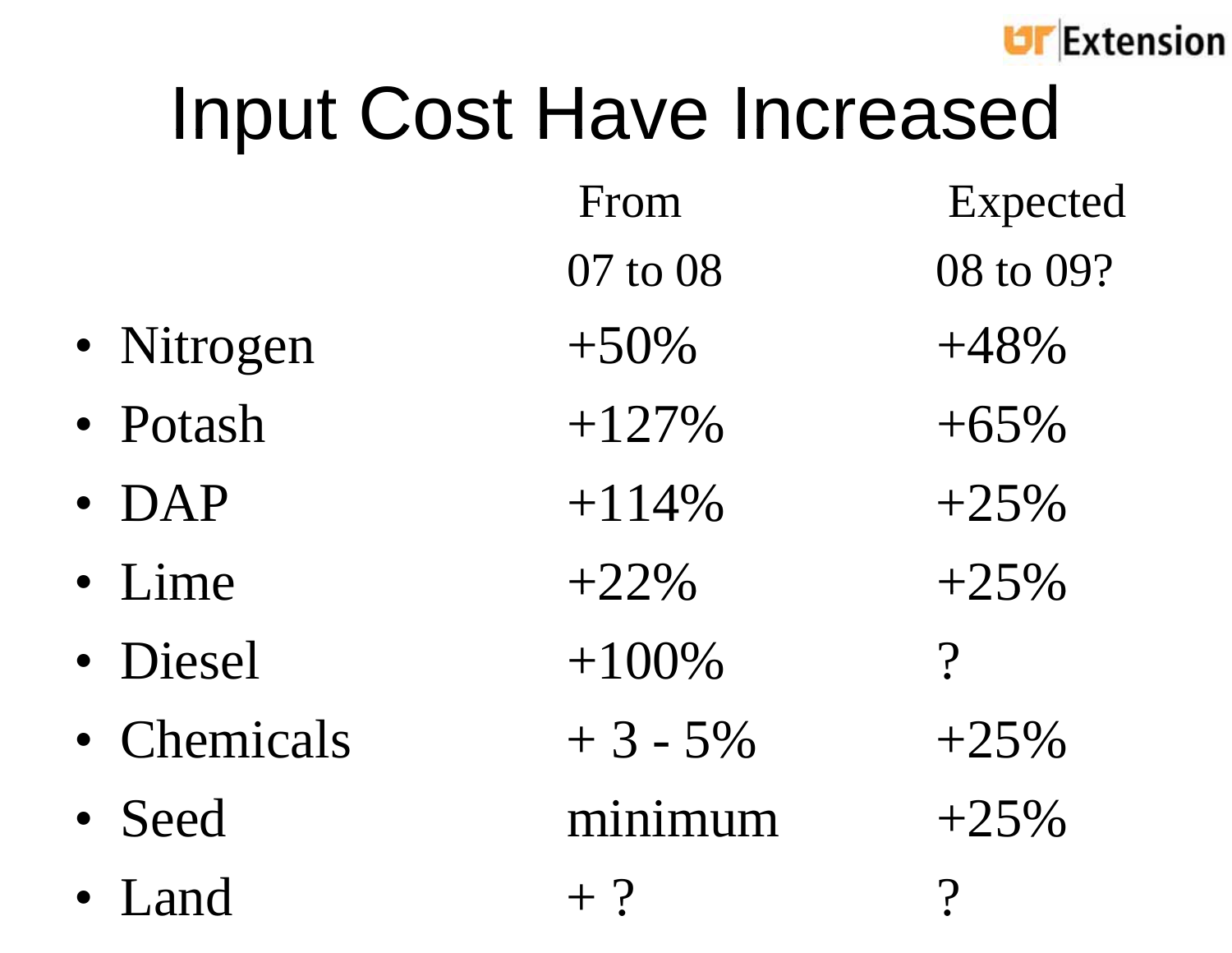# Input Cost Have Increased

| | From 07 to 08 | Expected 08 to 09? |
|---|---|---|
| • Nitrogen | +50% | +48% |
| • Potash | +127% | +65% |
| • DAP | +114% | +25% |
| • Lime | +22% | +25% |
| • Diesel | +100% | ? |
| • Chemicals | + 3 - 5% | +25% |
| • Seed | minimum | +25% |
| • Land | + ? | ? |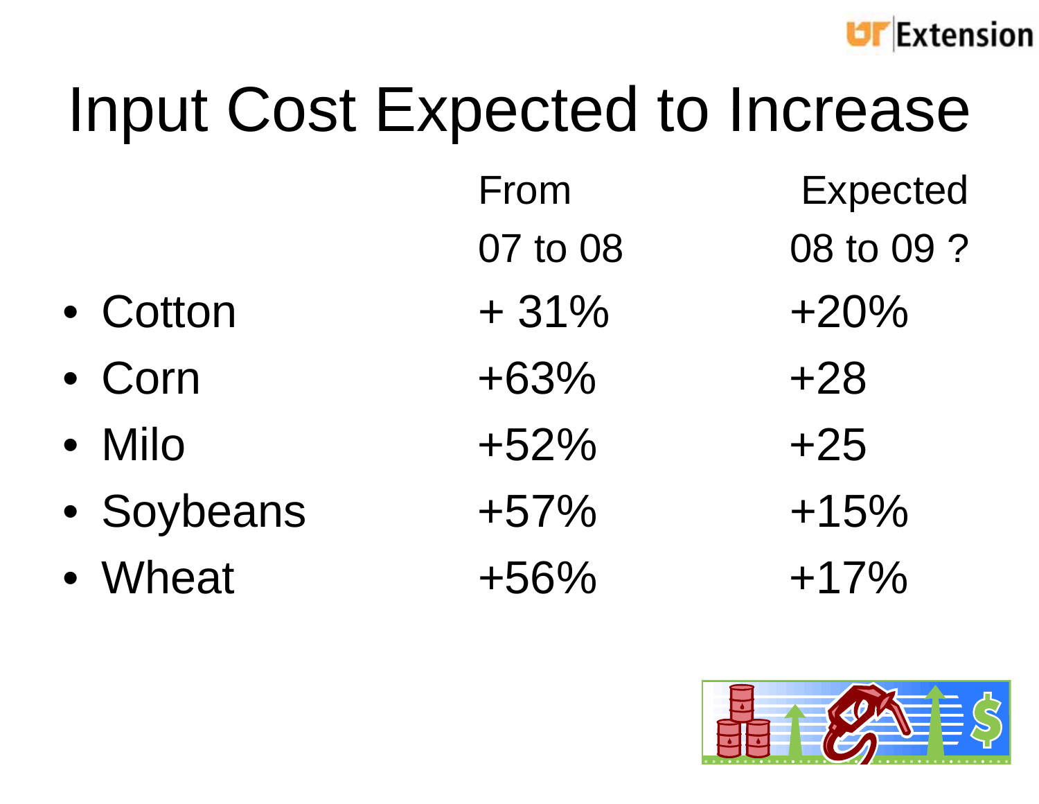# Input Cost Expected to Increase

| | From 07 to 08 | Expected 08 to 09 ? |
|---|---|---|
| • Cotton | + 31% | +20% |
| • Corn | +63% | +28 |
| • Milo | +52% | +25 |
| • Soybeans | +57% | +15% |
| • Wheat | +56% | +17% |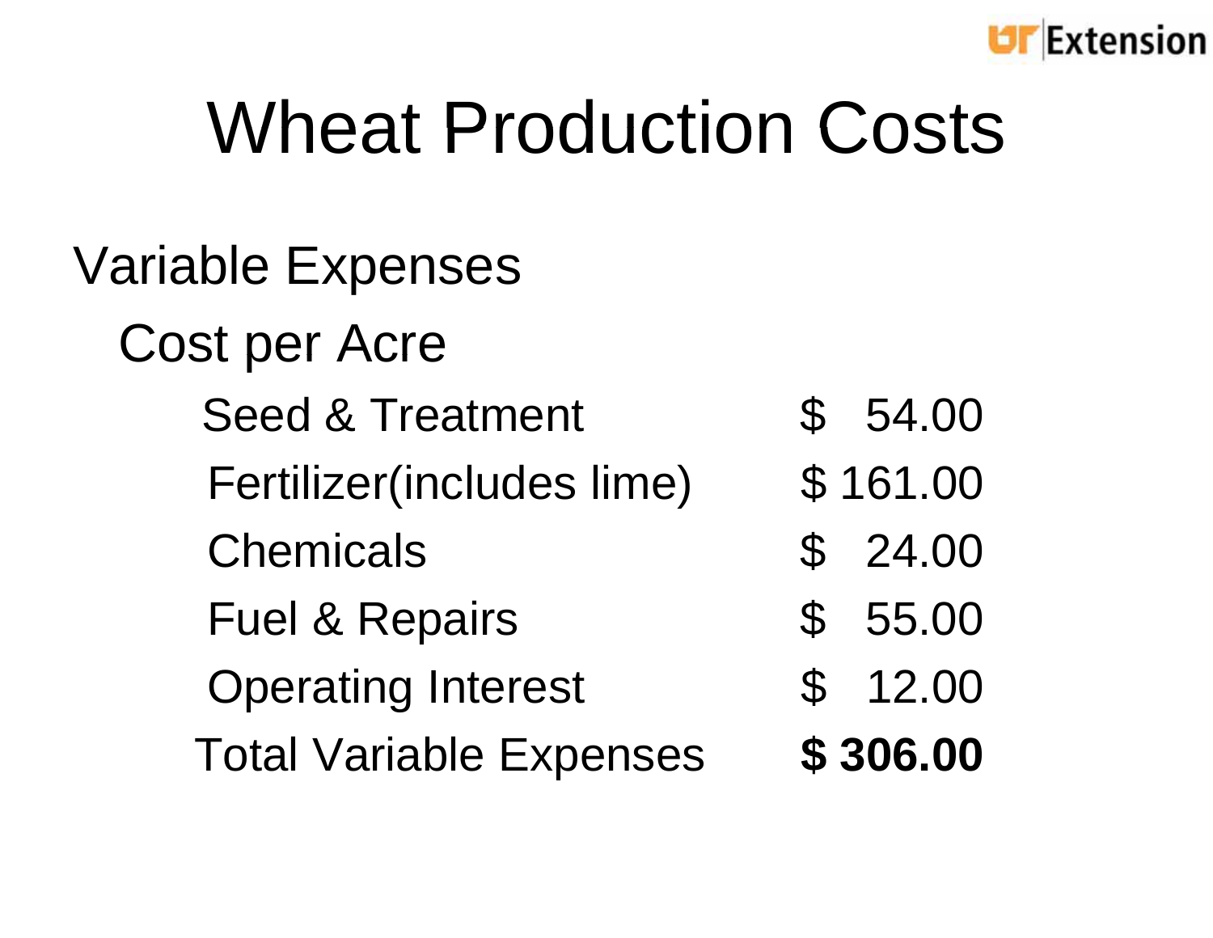# Wheat Production Costs

Variable Expenses

Cost per Acre

| Item | Cost |
| --- | --- |
| Seed & Treatment | $ 54.00 |
| Fertilizer(includes lime) | $ 161.00 |
| Chemicals | $ 24.00 |
| Fuel & Repairs | $ 55.00 |
| Operating Interest | $ 12.00 |
| Total Variable Expenses | **$ 306.00** |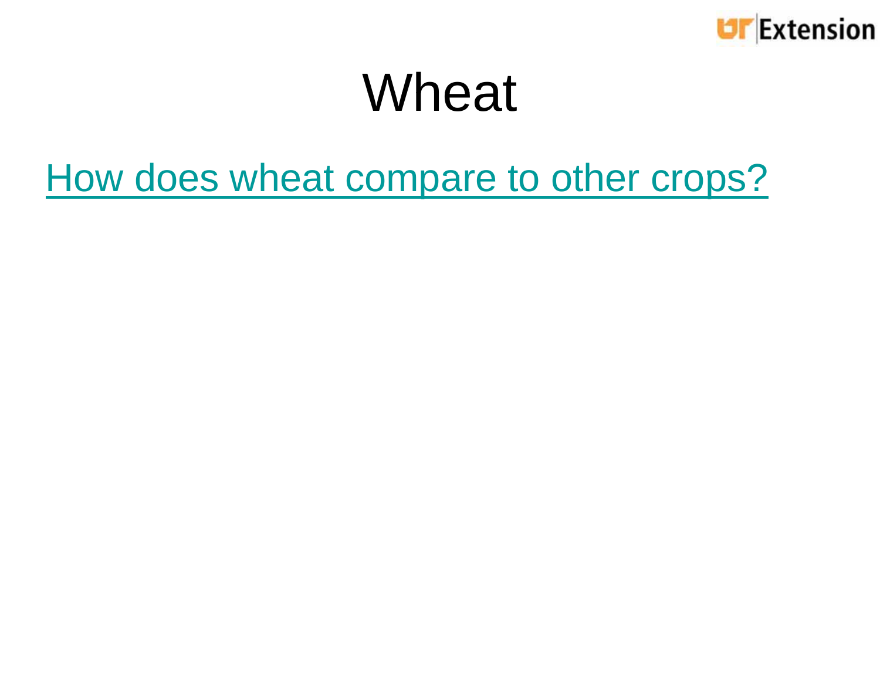# Wheat

How does wheat compare to other crops?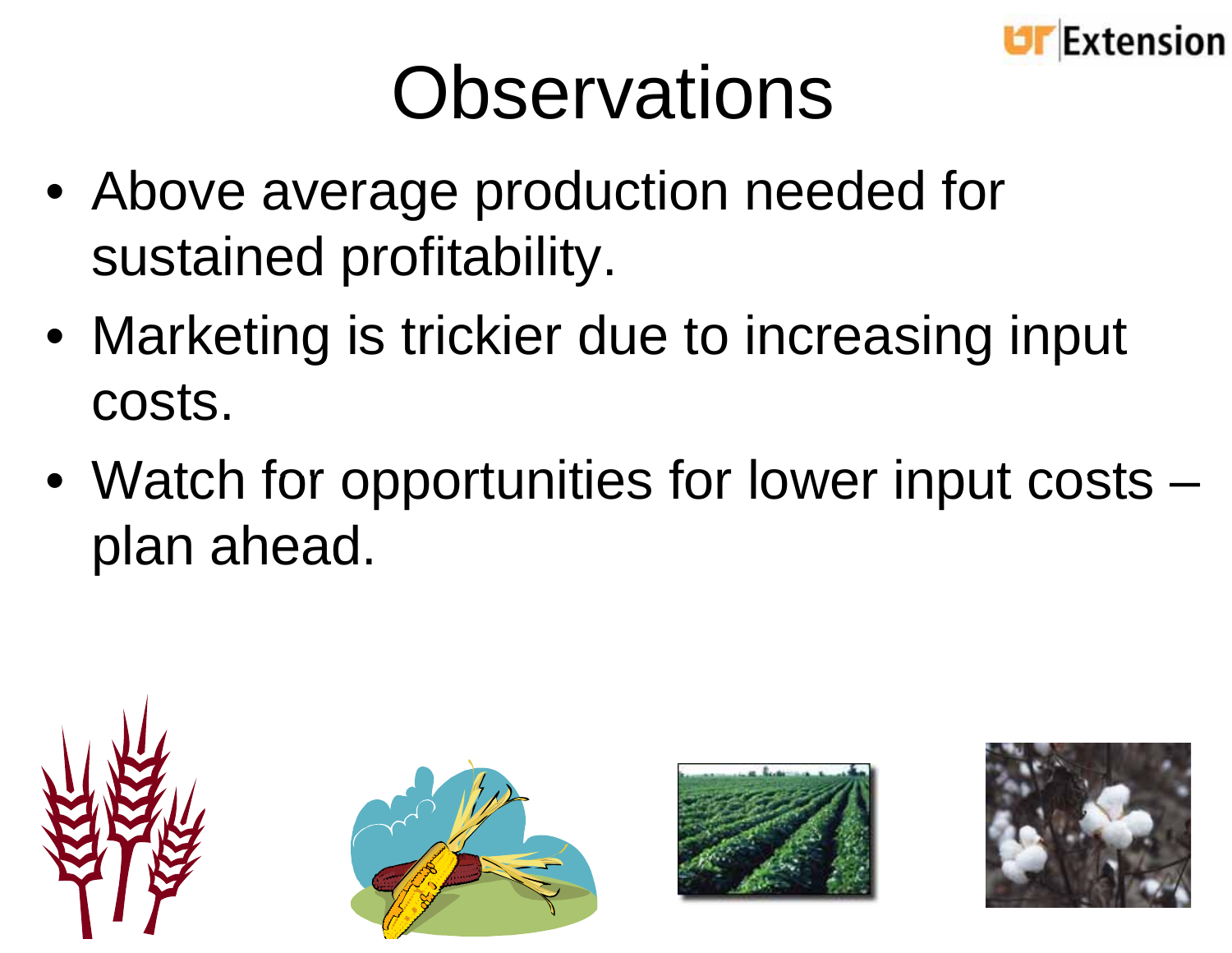# Observations

- Above average production needed for sustained profitability.
- Marketing is trickier due to increasing input costs.
- Watch for opportunities for lower input costs – plan ahead.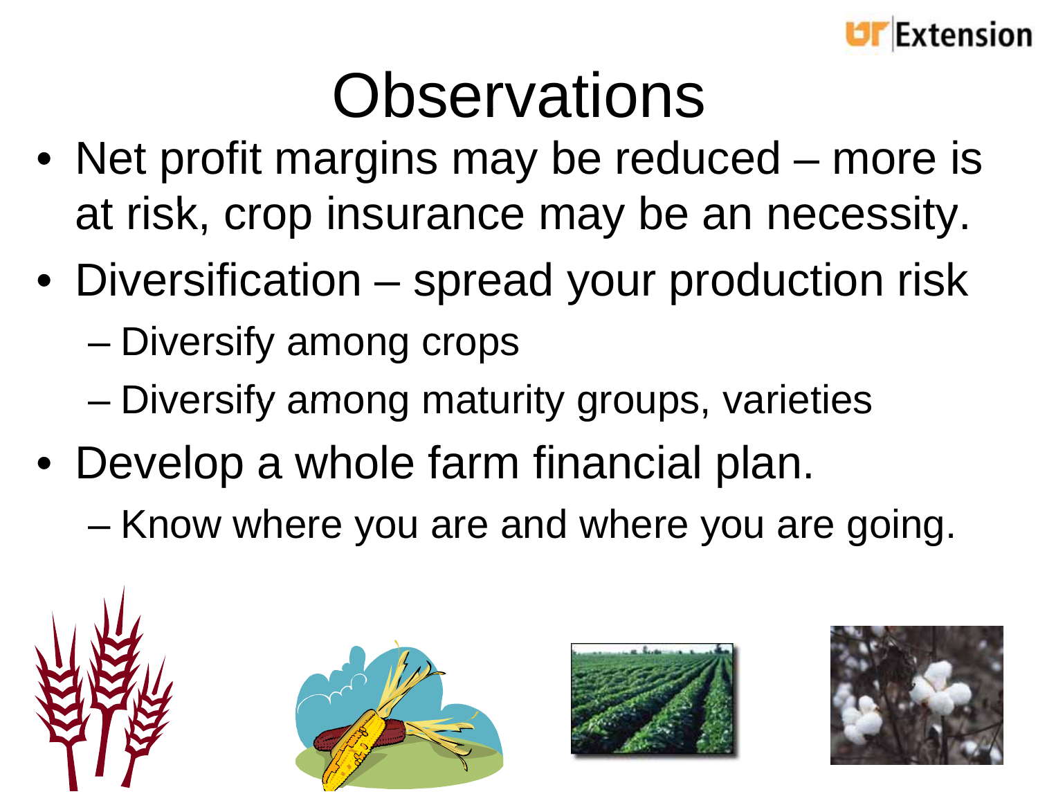# Observations

- Net profit margins may be reduced – more is at risk, crop insurance may be an necessity.
- Diversification – spread your production risk
  - Diversify among crops
  - Diversify among maturity groups, varieties
- Develop a whole farm financial plan.
  - Know where you are and where you are going.